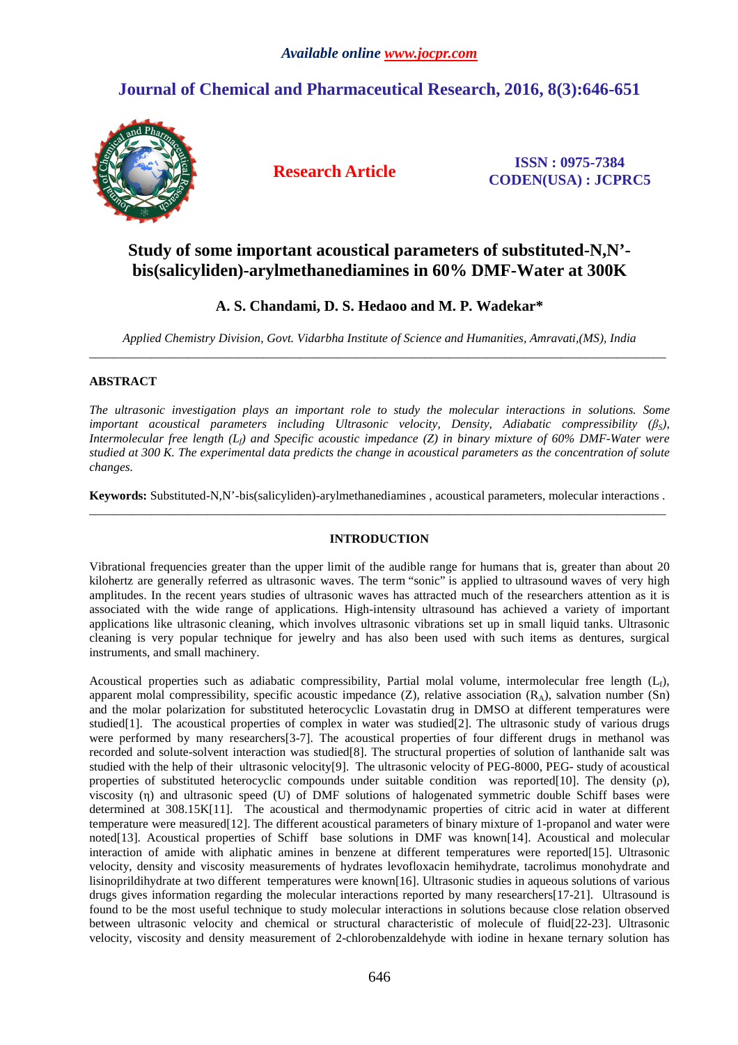*Available online www.jocpr.com*

# Journal of Chemical and Pharmaceutical Research, 2016, 8(3):646-651

**Research Article** | **ISSN : 0975-7384 CODEN(USA) : JCPRC5**

## Study of some important acoustical parameters of substituted-N,N'-bis(salicyliden)-arylmethanediamines in 60% DMF-Water at 300K

### A. S. Chandami, D. S. Hedaoo and M. P. Wadekar*

*Applied Chemistry Division, Govt. Vidarbha Institute of Science and Humanities, Amravati,(MS), India*

---

**ABSTRACT**

*The ultrasonic investigation plays an important role to study the molecular interactions in solutions. Some important acoustical parameters including Ultrasonic velocity, Density, Adiabatic compressibility ($\beta_S$), Intermolecular free length ($L_f$) and Specific acoustic impedance (Z) in binary mixture of 60% DMF-Water were studied at 300 K. The experimental data predicts the change in acoustical parameters as the concentration of solute changes.*

**Keywords:** Substituted-N,N'-bis(salicyliden)-arylmethanediamines , acoustical parameters, molecular interactions .

---

## INTRODUCTION

Vibrational frequencies greater than the upper limit of the audible range for humans that is, greater than about 20 kilohertz are generally referred as ultrasonic waves. The term "sonic" is applied to ultrasound waves of very high amplitudes. In the recent years studies of ultrasonic waves has attracted much of the researchers attention as it is associated with the wide range of applications. High-intensity ultrasound has achieved a variety of important applications like ultrasonic cleaning, which involves ultrasonic vibrations set up in small liquid tanks. Ultrasonic cleaning is very popular technique for jewelry and has also been used with such items as dentures, surgical instruments, and small machinery.

Acoustical properties such as adiabatic compressibility, Partial molal volume, intermolecular free length ($L_f$), apparent molal compressibility, specific acoustic impedance (Z), relative association ($R_A$), salvation number (Sn) and the molar polarization for substituted heterocyclic Lovastatin drug in DMSO at different temperatures were studied[1]. The acoustical properties of complex in water was studied[2]. The ultrasonic study of various drugs were performed by many researchers[3-7]. The acoustical properties of four different drugs in methanol was recorded and solute-solvent interaction was studied[8]. The structural properties of solution of lanthanide salt was studied with the help of their ultrasonic velocity[9]. The ultrasonic velocity of PEG-8000, PEG- study of acoustical properties of substituted heterocyclic compounds under suitable condition was reported[10]. The density (ρ), viscosity (η) and ultrasonic speed (U) of DMF solutions of halogenated symmetric double Schiff bases were determined at 308.15K[11]. The acoustical and thermodynamic properties of citric acid in water at different temperature were measured[12]. The different acoustical parameters of binary mixture of 1-propanol and water were noted[13]. Acoustical properties of Schiff base solutions in DMF was known[14]. Acoustical and molecular interaction of amide with aliphatic amines in benzene at different temperatures were reported[15]. Ultrasonic velocity, density and viscosity measurements of hydrates levofloxacin hemihydrate, tacrolimus monohydrate and lisinoprildihydrate at two different temperatures were known[16]. Ultrasonic studies in aqueous solutions of various drugs gives information regarding the molecular interactions reported by many researchers[17-21]. Ultrasound is found to be the most useful technique to study molecular interactions in solutions because close relation observed between ultrasonic velocity and chemical or structural characteristic of molecule of fluid[22-23]. Ultrasonic velocity, viscosity and density measurement of 2-chlorobenzaldehyde with iodine in hexane ternary solution has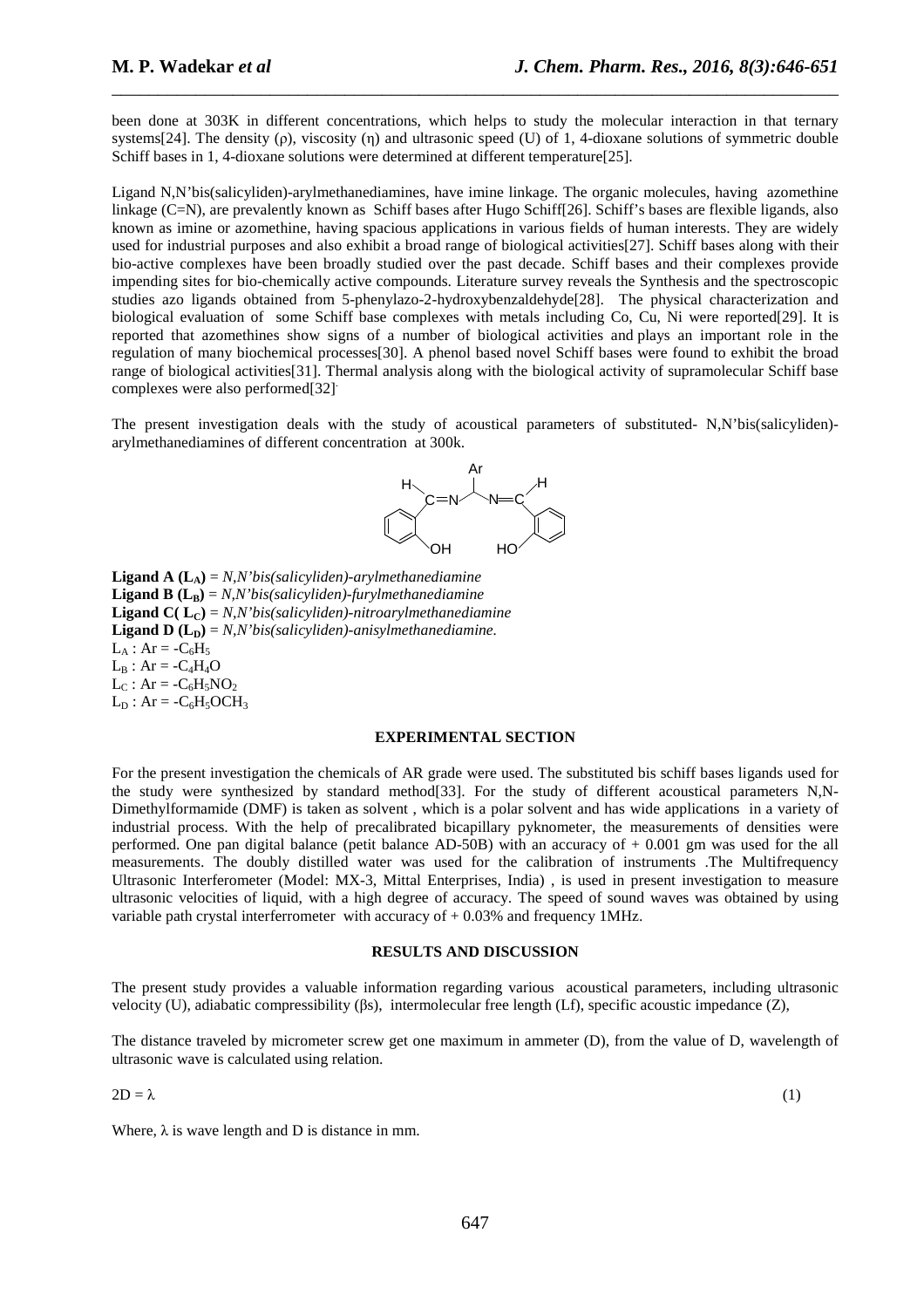been done at 303K in different concentrations, which helps to study the molecular interaction in that ternary systems[24]. The density (ρ), viscosity (η) and ultrasonic speed (U) of 1, 4-dioxane solutions of symmetric double Schiff bases in 1, 4-dioxane solutions were determined at different temperature[25].

Ligand N,N'bis(salicyliden)-arylmethanediamines, have imine linkage. The organic molecules, having azomethine linkage (C=N), are prevalently known as Schiff bases after Hugo Schiff[26]. Schiff's bases are flexible ligands, also known as imine or azomethine, having spacious applications in various fields of human interests. They are widely used for industrial purposes and also exhibit a broad range of biological activities[27]. Schiff bases along with their bio-active complexes have been broadly studied over the past decade. Schiff bases and their complexes provide impending sites for bio-chemically active compounds. Literature survey reveals the Synthesis and the spectroscopic studies azo ligands obtained from 5-phenylazo-2-hydroxybenzaldehyde[28]. The physical characterization and biological evaluation of some Schiff base complexes with metals including Co, Cu, Ni were reported[29]. It is reported that azomethines show signs of a number of biological activities and plays an important role in the regulation of many biochemical processes[30]. A phenol based novel Schiff bases were found to exhibit the broad range of biological activities[31]. Thermal analysis along with the biological activity of supramolecular Schiff base complexes were also performed[32].

The present investigation deals with the study of acoustical parameters of substituted- N,N'bis(salicyliden)-arylmethanediamines of different concentration at 300k.

**Ligand A ($L_A$)** = *N,N'bis(salicyliden)-arylmethanediamine*
**Ligand B ($L_B$)** = *N,N'bis(salicyliden)-furylmethanediamine*
**Ligand C( $L_C$)** = *N,N'bis(salicyliden)-nitroarylmethanediamine*
**Ligand D ($L_D$)** = *N,N'bis(salicyliden)-anisylmethanediamine.*
$L_A$ : Ar = $-C_6H_5$
$L_B$ : Ar = $-C_4H_4O$
$L_C$ : Ar = $-C_6H_5NO_2$
$L_D$ : Ar = $-C_6H_5OCH_3$

## EXPERIMENTAL SECTION

For the present investigation the chemicals of AR grade were used. The substituted bis schiff bases ligands used for the study were synthesized by standard method[33]. For the study of different acoustical parameters N,N-Dimethylformamide (DMF) is taken as solvent , which is a polar solvent and has wide applications in a variety of industrial process. With the help of precalibrated bicapillary pyknometer, the measurements of densities were performed. One pan digital balance (petit balance AD-50B) with an accuracy of + 0.001 gm was used for the all measurements. The doubly distilled water was used for the calibration of instruments .The Multifrequency Ultrasonic Interferometer (Model: MX-3, Mittal Enterprises, India) , is used in present investigation to measure ultrasonic velocities of liquid, with a high degree of accuracy. The speed of sound waves was obtained by using variable path crystal interferrometer with accuracy of + 0.03% and frequency 1MHz.

## RESULTS AND DISCUSSION

The present study provides a valuable information regarding various acoustical parameters, including ultrasonic velocity (U), adiabatic compressibility (βs), intermolecular free length (Lf), specific acoustic impedance (Z),

The distance traveled by micrometer screw get one maximum in ammeter (D), from the value of D, wavelength of ultrasonic wave is calculated using relation.

$$2D = \lambda \qquad (1)$$

Where, λ is wave length and D is distance in mm.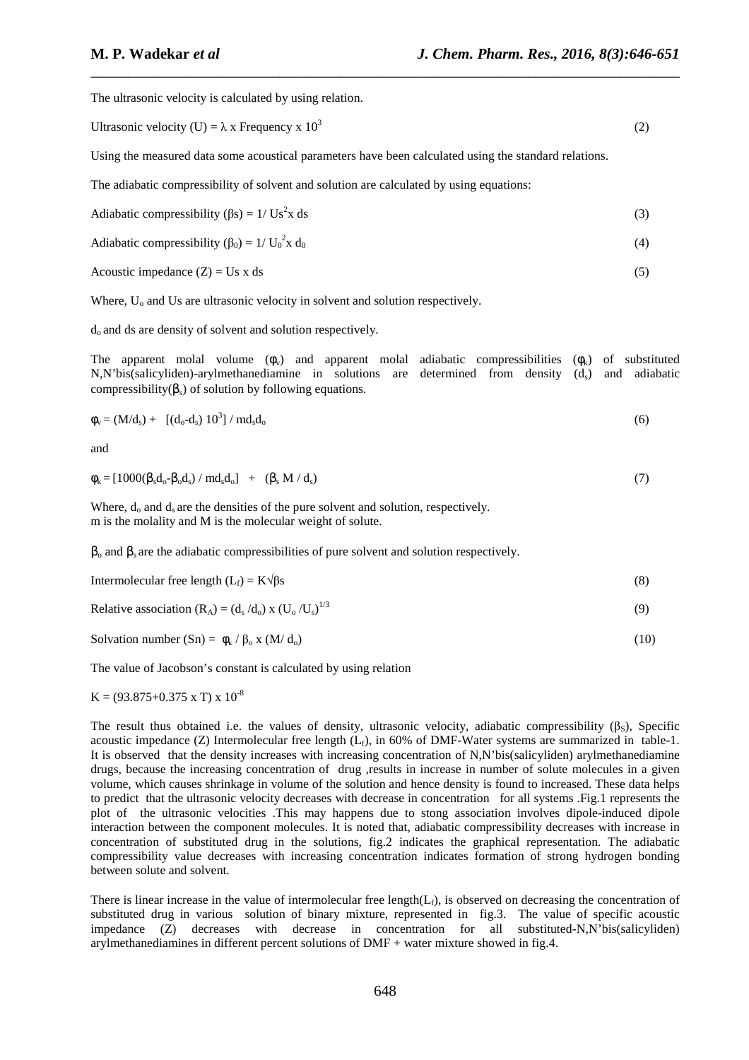The ultrasonic velocity is calculated by using relation.

$$\text{Ultrasonic velocity } (U) = \lambda \times \text{Frequency} \times 10^3 \quad (2)$$

Using the measured data some acoustical parameters have been calculated using the standard relations.

The adiabatic compressibility of solvent and solution are calculated by using equations:

$$\text{Adiabatic compressibility } (\beta s) = 1/ Us^2 \times ds \quad (3)$$

$$\text{Adiabatic compressibility } (\beta_0) = 1/ U_0^2 \times d_0 \quad (4)$$

$$\text{Acoustic impedance } (Z) = Us \times ds \quad (5)$$

Where, $U_o$ and Us are ultrasonic velocity in solvent and solution respectively.

$d_o$ and ds are density of solvent and solution respectively.

The apparent molal volume ($\phi_v$) and apparent molal adiabatic compressibilities ($\phi_k$) of substituted N,N'bis(salicyliden)-arylmethanediamine in solutions are determined from density ($d_s$) and adiabatic compressibility($\beta_s$) of solution by following equations.

$$\phi_v = (M/d_s) + [(d_o-d_s)\, 10^3] / md_sd_o \quad (6)$$

and

$$\phi_k = [1000(\beta_s d_o-\beta_o d_s) / md_sd_o] + (\beta_s\, M / d_s) \quad (7)$$

Where, $d_o$ and $d_s$ are the densities of the pure solvent and solution, respectively.
m is the molality and M is the molecular weight of solute.

$\beta_o$ and $\beta_s$ are the adiabatic compressibilities of pure solvent and solution respectively.

$$\text{Intermolecular free length } (L_f) = K\sqrt{\beta s} \quad (8)$$

$$\text{Relative association } (R_A) = (d_s /d_o) \times (U_o /U_s)^{1/3} \quad (9)$$

$$\text{Solvation number } (Sn) = \phi_k / \beta_o \times (M/ d_o) \quad (10)$$

The value of Jacobson's constant is calculated by using relation

$$K = (93.875+0.375 \times T) \times 10^{-8}$$

The result thus obtained i.e. the values of density, ultrasonic velocity, adiabatic compressibility ($\beta_S$), Specific acoustic impedance (Z) Intermolecular free length ($L_f$), in 60% of DMF-Water systems are summarized in table-1. It is observed that the density increases with increasing concentration of N,N'bis(salicyliden) arylmethanediamine drugs, because the increasing concentration of drug ,results in increase in number of solute molecules in a given volume, which causes shrinkage in volume of the solution and hence density is found to increased. These data helps to predict that the ultrasonic velocity decreases with decrease in concentration for all systems .Fig.1 represents the plot of the ultrasonic velocities .This may happens due to stong association involves dipole-induced dipole interaction between the component molecules. It is noted that, adiabatic compressibility decreases with increase in concentration of substituted drug in the solutions, fig.2 indicates the graphical representation. The adiabatic compressibility value decreases with increasing concentration indicates formation of strong hydrogen bonding between solute and solvent.

There is linear increase in the value of intermolecular free length($L_f$), is observed on decreasing the concentration of substituted drug in various solution of binary mixture, represented in fig.3. The value of specific acoustic impedance (Z) decreases with decrease in concentration for all substituted-N,N'bis(salicyliden) arylmethanediamines in different percent solutions of DMF + water mixture showed in fig.4.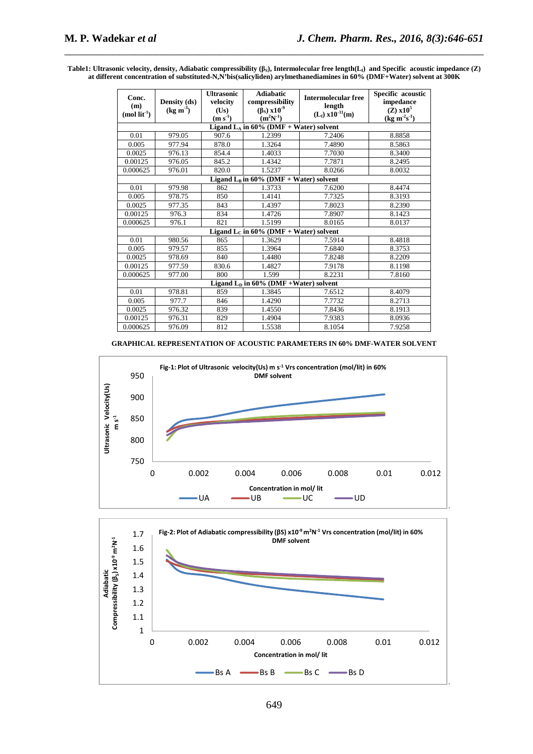**Table1: Ultrasonic velocity, density, Adiabatic compressibility ($\beta_S$), Intermolecular free length($L_f$) and Specific acoustic impedance (Z) at different concentration of substituted-N,N'bis(salicyliden) arylmethanediamines in 60% (DMF+Water) solvent at 300K**

| Conc. (m) (mol lit$^{-1}$) | Density (ds) (kg m$^{-3}$) | Ultrasonic velocity (Us) (m s$^{-1}$) | Adiabatic compressibility ($\beta_S$) x10$^{-9}$ (m$^2$N$^{-1}$) | Intermolecular free length ($L_f$) x10$^{-11}$(m) | Specific acoustic impedance (Z) x10$^5$ (kg m$^{-2}$s$^{-1}$) |
|---|---|---|---|---|---|
| **Ligand $L_A$ in 60% (DMF + Water) solvent** | | | | | |
| 0.01 | 979.05 | 907.6 | 1.2399 | 7.2406 | 8.8858 |
| 0.005 | 977.94 | 878.0 | 1.3264 | 7.4890 | 8.5863 |
| 0.0025 | 976.13 | 854.4 | 1.4033 | 7.7030 | 8.3400 |
| 0.00125 | 976.05 | 845.2 | 1.4342 | 7.7871 | 8.2495 |
| 0.000625 | 976.01 | 820.0 | 1.5237 | 8.0266 | 8.0032 |
| **Ligand $L_B$ in 60% (DMF + Water) solvent** | | | | | |
| 0.01 | 979.98 | 862 | 1.3733 | 7.6200 | 8.4474 |
| 0.005 | 978.75 | 850 | 1.4141 | 7.7325 | 8.3193 |
| 0.0025 | 977.35 | 843 | 1.4397 | 7.8023 | 8.2390 |
| 0.00125 | 976.3 | 834 | 1.4726 | 7.8907 | 8.1423 |
| 0.000625 | 976.1 | 821 | 1.5199 | 8.0165 | 8.0137 |
| **Ligand $L_C$ in 60% (DMF + Water) solvent** | | | | | |
| 0.01 | 980.56 | 865 | 1.3629 | 7.5914 | 8.4818 |
| 0.005 | 979.57 | 855 | 1.3964 | 7.6840 | 8.3753 |
| 0.0025 | 978.69 | 840 | 1.4480 | 7.8248 | 8.2209 |
| 0.00125 | 977.59 | 830.6 | 1.4827 | 7.9178 | 8.1198 |
| 0.000625 | 977.00 | 800 | 1.599 | 8.2231 | 7.8160 |
| **Ligand $L_D$ in 60% (DMF +Water) solvent** | | | | | |
| 0.01 | 978.81 | 859 | 1.3845 | 7.6512 | 8.4079 |
| 0.005 | 977.7 | 846 | 1.4290 | 7.7732 | 8.2713 |
| 0.0025 | 976.32 | 839 | 1.4550 | 7.8436 | 8.1913 |
| 0.00125 | 976.31 | 829 | 1.4904 | 7.9383 | 8.0936 |
| 0.000625 | 976.09 | 812 | 1.5538 | 8.1054 | 7.9258 |

**GRAPHICAL REPRESENTATION OF ACOUSTIC PARAMETERS IN 60% DMF-WATER SOLVENT**

Fig-1: Plot of Ultrasonic velocity(Us) m s$^{-1}$ Vrs concentration (mol/lit) in 60% DMF solvent

Ultrasonic Velocity(Us) m s$^{-1}$

950
900
850
800
750

0 0.002 0.004 0.006 0.008 0.01 0.012

Concentration in mol/ lit

UA UB UC UD

Fig-2: Plot of Adiabatic compressibility ($\beta$S) x10$^{-9}$ m$^2$N$^{-1}$ Vrs concentration (mol/lit) in 60% DMF solvent

Adiabatic Compressibility ($\beta_s$) x10$^{-9}$ m$^2$N$^{-1}$

1.7
1.6
1.5
1.4
1.3
1.2
1.1
1

0 0.002 0.004 0.006 0.008 0.01 0.012

Concentration in mol/ lit

Bs A Bs B Bs C Bs D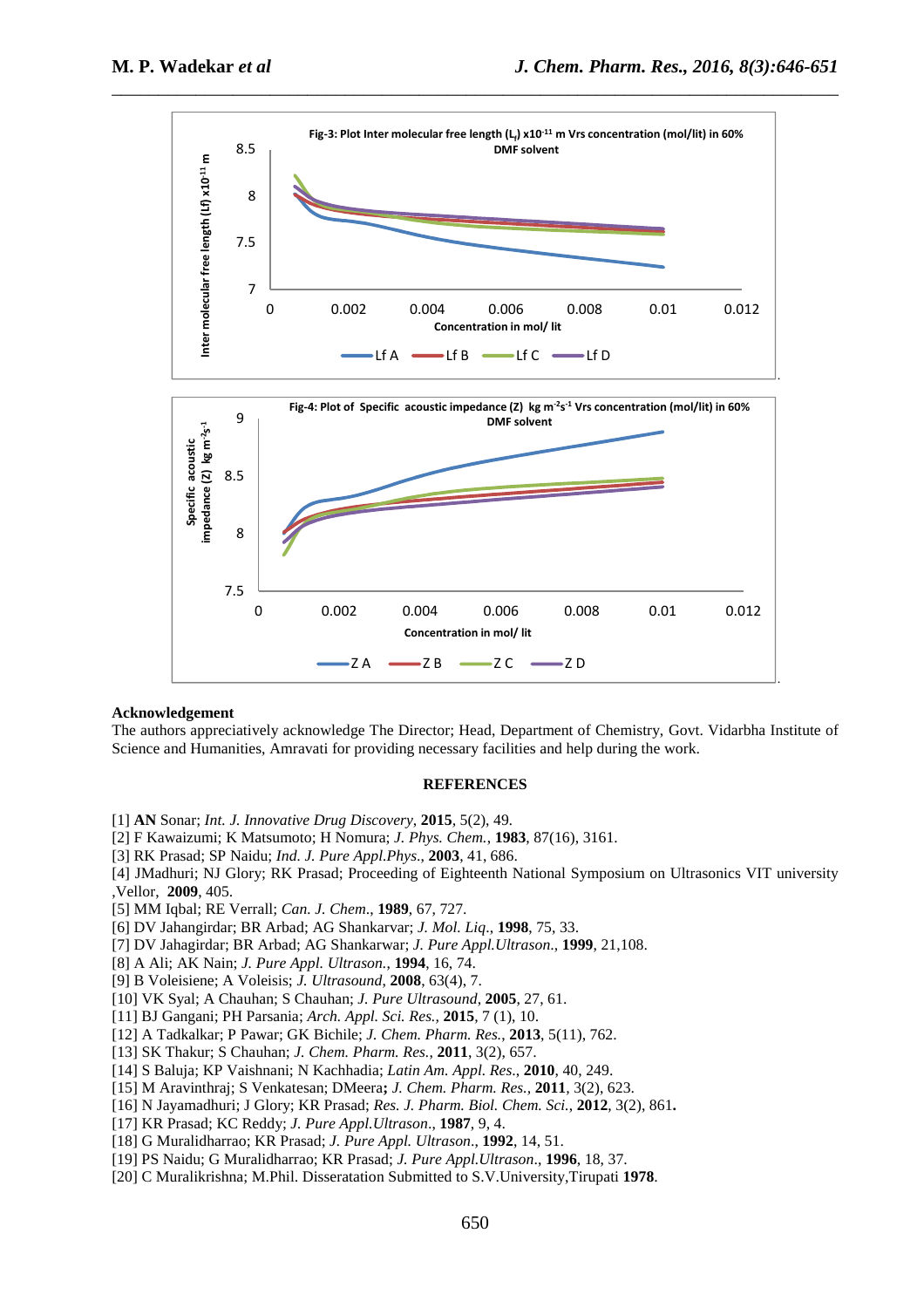Fig-3: Plot Inter molecular free length ($L_f$) x$10^{-11}$ m Vrs concentration (mol/lit) in 60% DMF solvent

Inter molecular free length (Lf) x$10^{-11}$ m

8.5
8
7.5
7

0
0.002
0.004
0.006
0.008
0.01
0.012

Concentration in mol/ lit

Lf A Lf B Lf C Lf D

Fig-4: Plot of Specific acoustic impedance (Z) kg $m^{-2}s^{-1}$ Vrs concentration (mol/lit) in 60% DMF solvent

Specific acoustic impedance (Z) kg $m^{-2}s^{-1}$

9
8.5
8
7.5

0
0.002
0.004
0.006
0.008
0.01
0.012

Concentration in mol/ lit

Z A Z B Z C Z D

**Acknowledgement**

The authors appreciatively acknowledge The Director; Head, Department of Chemistry, Govt. Vidarbha Institute of Science and Humanities, Amravati for providing necessary facilities and help during the work.

## REFERENCES

[1] **AN** Sonar; *Int. J. Innovative Drug Discovery*, **2015**, 5(2), 49.
[2] F Kawaizumi; K Matsumoto; H Nomura; *J. Phys. Chem.*, **1983**, 87(16), 3161.
[3] RK Prasad; SP Naidu; *Ind. J. Pure Appl.Phys.*, **2003**, 41, 686.
[4] JMadhuri; NJ Glory; RK Prasad; Proceeding of Eighteenth National Symposium on Ultrasonics VIT university ,Vellor, **2009**, 405.
[5] MM Iqbal; RE Verrall; *Can. J. Chem*., **1989**, 67, 727.
[6] DV Jahangirdar; BR Arbad; AG Shankarvar; *J. Mol. Liq*., **1998**, 75, 33.
[7] DV Jahagirdar; BR Arbad; AG Shankarwar; *J. Pure Appl.Ultrason*., **1999**, 21,108.
[8] A Ali; AK Nain; *J. Pure Appl. Ultrason.*, **1994**, 16, 74.
[9] B Voleisiene; A Voleisis; *J. Ultrasound*, **2008**, 63(4), 7.
[10] VK Syal; A Chauhan; S Chauhan; *J. Pure Ultrasound*, **2005**, 27, 61.
[11] BJ Gangani; PH Parsania; *Arch. Appl. Sci. Res.*, **2015**, 7 (1), 10.
[12] A Tadkalkar; P Pawar; GK Bichile; *J. Chem. Pharm. Res.*, **2013**, 5(11), 762.
[13] SK Thakur; S Chauhan; *J. Chem. Pharm. Res.*, **2011**, 3(2), 657.
[14] S Baluja; KP Vaishnani; N Kachhadia; *Latin Am. Appl. Res*., **2010**, 40, 249.
[15] M Aravinthraj; S Venkatesan; DMeera**;** *J. Chem. Pharm. Res.*, **2011**, 3(2), 623.
[16] N Jayamadhuri; J Glory; KR Prasad; *Res. J. Pharm. Biol. Chem. Sci.*, **2012**, 3(2), 861**.**
[17] KR Prasad; KC Reddy; *J. Pure Appl.Ultrason*., **1987**, 9, 4.
[18] G Muralidharrao; KR Prasad; *J. Pure Appl. Ultrason*., **1992**, 14, 51.
[19] PS Naidu; G Muralidharrao; KR Prasad; *J. Pure Appl.Ultrason*., **1996**, 18, 37.
[20] C Muralikrishna; M.Phil. Disseratation Submitted to S.V.University,Tirupati **1978**.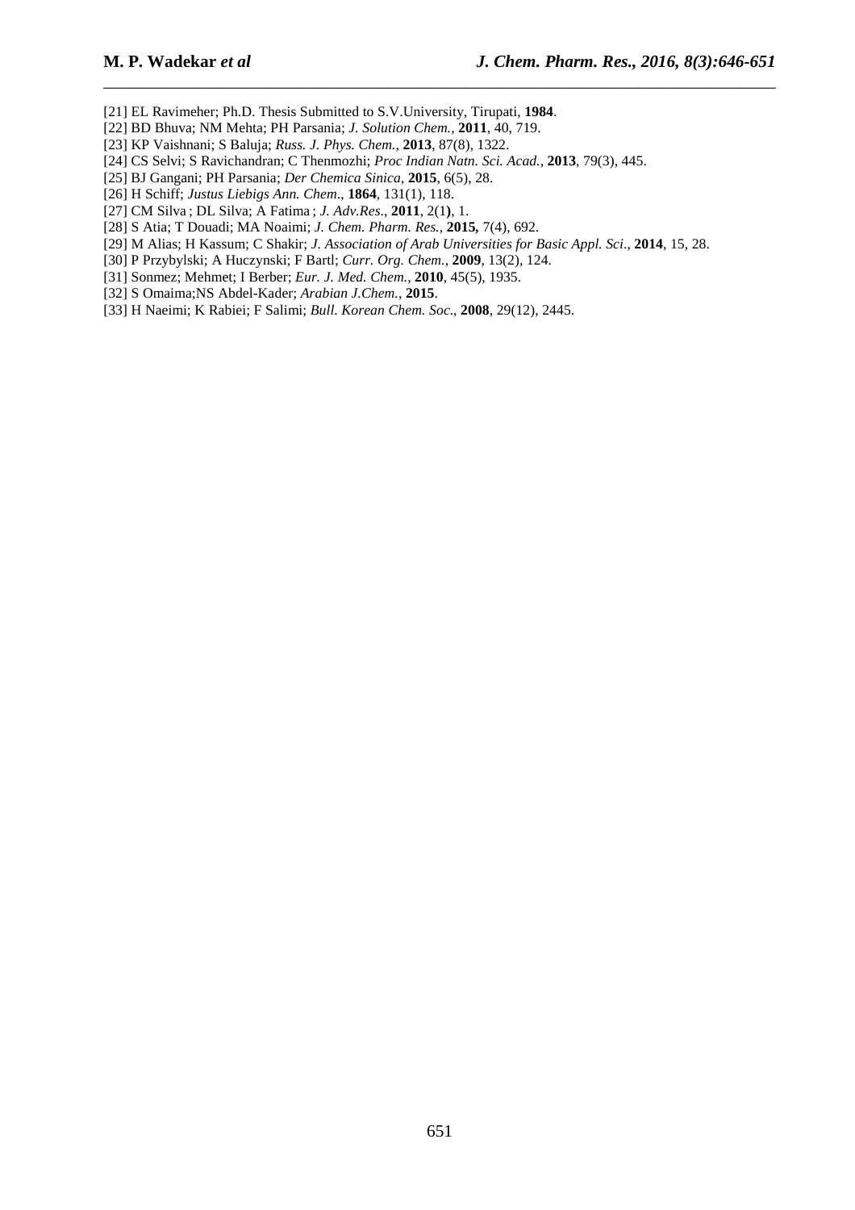[21] EL Ravimeher; Ph.D. Thesis Submitted to S.V.University, Tirupati, **1984**.
[22] BD Bhuva; NM Mehta; PH Parsania; *J. Solution Chem.*, **2011**, 40, 719.
[23] KP Vaishnani; S Baluja; *Russ. J. Phys. Chem.*, **2013**, 87(8), 1322.
[24] CS Selvi; S Ravichandran; C Thenmozhi; *Proc Indian Natn. Sci. Acad.*, **2013**, 79(3), 445.
[25] BJ Gangani; PH Parsania; *Der Chemica Sinica*, **2015**, 6(5), 28.
[26] H Schiff; *Justus Liebigs Ann. Chem*., **1864**, 131(1), 118.
[27] CM Silva ; DL Silva; A Fatima ; *J. Adv.Res*., **2011**, 2(1**)**, 1.
[28] S Atia; T Douadi; MA Noaimi; *J. Chem. Pharm. Res.*, **2015,** 7(4), 692.
[29] M Alias; H Kassum; C Shakir; *J. Association of Arab Universities for Basic Appl. Sci*., **2014**, 15, 28.
[30] P Przybylski; A Huczynski; F Bartl; *Curr. Org. Chem.*, **2009**, 13(2), 124.
[31] Sonmez; Mehmet; I Berber; *Eur. J. Med. Chem.*, **2010**, 45(5), 1935.
[32] S Omaima;NS Abdel-Kader; *Arabian J.Chem.*, **2015**.
[33] H Naeimi; K Rabiei; F Salimi; *Bull. Korean Chem. Soc*., **2008**, 29(12), 2445.